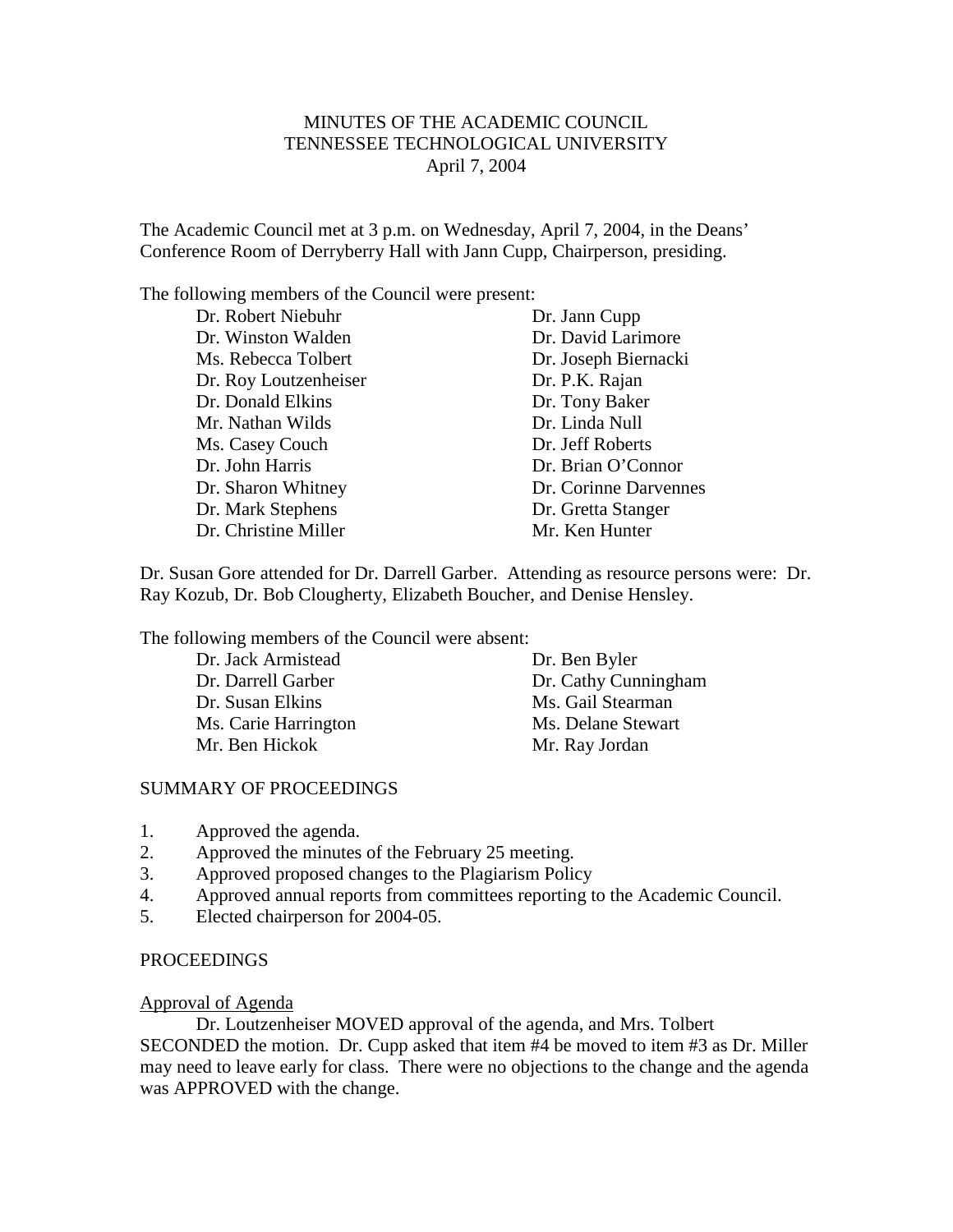# MINUTES OF THE ACADEMIC COUNCIL
# TENNESSEE TECHNOLOGICAL UNIVERSITY
April 7, 2004

The Academic Council met at 3 p.m. on Wednesday, April 7, 2004, in the Deans' Conference Room of Derryberry Hall with Jann Cupp, Chairperson, presiding.

The following members of the Council were present:

| | |
|---|---|
| Dr. Robert Niebuhr | Dr. Jann Cupp |
| Dr. Winston Walden | Dr. David Larimore |
| Ms. Rebecca Tolbert | Dr. Joseph Biernacki |
| Dr. Roy Loutzenheiser | Dr. P.K. Rajan |
| Dr. Donald Elkins | Dr. Tony Baker |
| Mr. Nathan Wilds | Dr. Linda Null |
| Ms. Casey Couch | Dr. Jeff Roberts |
| Dr. John Harris | Dr. Brian O'Connor |
| Dr. Sharon Whitney | Dr. Corinne Darvennes |
| Dr. Mark Stephens | Dr. Gretta Stanger |
| Dr. Christine Miller | Mr. Ken Hunter |

Dr. Susan Gore attended for Dr. Darrell Garber. Attending as resource persons were: Dr. Ray Kozub, Dr. Bob Clougherty, Elizabeth Boucher, and Denise Hensley.

The following members of the Council were absent:

| | |
|---|---|
| Dr. Jack Armistead | Dr. Ben Byler |
| Dr. Darrell Garber | Dr. Cathy Cunningham |
| Dr. Susan Elkins | Ms. Gail Stearman |
| Ms. Carie Harrington | Ms. Delane Stewart |
| Mr. Ben Hickok | Mr. Ray Jordan |

## SUMMARY OF PROCEEDINGS

1. Approved the agenda.
2. Approved the minutes of the February 25 meeting.
3. Approved proposed changes to the Plagiarism Policy
4. Approved annual reports from committees reporting to the Academic Council.
5. Elected chairperson for 2004-05.

## PROCEEDINGS

Approval of Agenda

Dr. Loutzenheiser MOVED approval of the agenda, and Mrs. Tolbert SECONDED the motion. Dr. Cupp asked that item #4 be moved to item #3 as Dr. Miller may need to leave early for class. There were no objections to the change and the agenda was APPROVED with the change.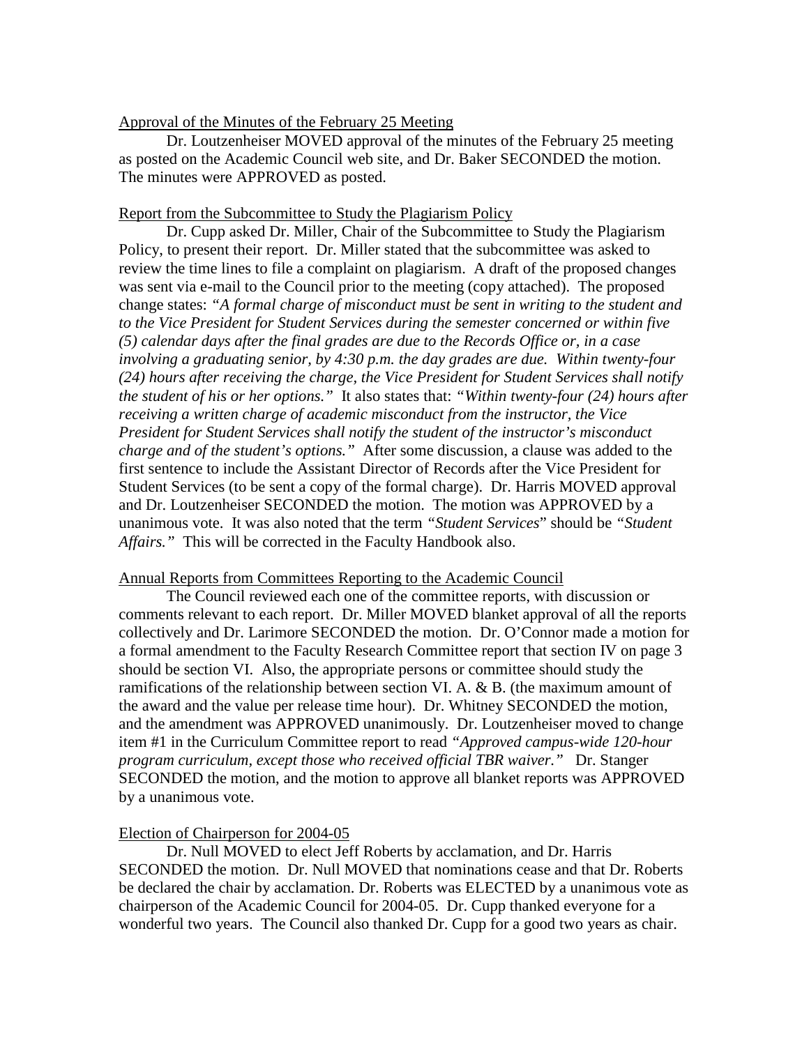Approval of the Minutes of the February 25 Meeting

Dr. Loutzenheiser MOVED approval of the minutes of the February 25 meeting as posted on the Academic Council web site, and Dr. Baker SECONDED the motion. The minutes were APPROVED as posted.

Report from the Subcommittee to Study the Plagiarism Policy

Dr. Cupp asked Dr. Miller, Chair of the Subcommittee to Study the Plagiarism Policy, to present their report. Dr. Miller stated that the subcommittee was asked to review the time lines to file a complaint on plagiarism. A draft of the proposed changes was sent via e-mail to the Council prior to the meeting (copy attached). The proposed change states: *"A formal charge of misconduct must be sent in writing to the student and to the Vice President for Student Services during the semester concerned or within five (5) calendar days after the final grades are due to the Records Office or, in a case involving a graduating senior, by 4:30 p.m. the day grades are due. Within twenty-four (24) hours after receiving the charge, the Vice President for Student Services shall notify the student of his or her options."* It also states that: *"Within twenty-four (24) hours after receiving a written charge of academic misconduct from the instructor, the Vice President for Student Services shall notify the student of the instructor's misconduct charge and of the student's options."* After some discussion, a clause was added to the first sentence to include the Assistant Director of Records after the Vice President for Student Services (to be sent a copy of the formal charge). Dr. Harris MOVED approval and Dr. Loutzenheiser SECONDED the motion. The motion was APPROVED by a unanimous vote. It was also noted that the term *"Student Services"* should be *"Student Affairs."* This will be corrected in the Faculty Handbook also.

Annual Reports from Committees Reporting to the Academic Council

The Council reviewed each one of the committee reports, with discussion or comments relevant to each report. Dr. Miller MOVED blanket approval of all the reports collectively and Dr. Larimore SECONDED the motion. Dr. O'Connor made a motion for a formal amendment to the Faculty Research Committee report that section IV on page 3 should be section VI. Also, the appropriate persons or committee should study the ramifications of the relationship between section VI. A. & B. (the maximum amount of the award and the value per release time hour). Dr. Whitney SECONDED the motion, and the amendment was APPROVED unanimously. Dr. Loutzenheiser moved to change item #1 in the Curriculum Committee report to read *"Approved campus-wide 120-hour program curriculum, except those who received official TBR waiver."* Dr. Stanger SECONDED the motion, and the motion to approve all blanket reports was APPROVED by a unanimous vote.

Election of Chairperson for 2004-05

Dr. Null MOVED to elect Jeff Roberts by acclamation, and Dr. Harris SECONDED the motion. Dr. Null MOVED that nominations cease and that Dr. Roberts be declared the chair by acclamation. Dr. Roberts was ELECTED by a unanimous vote as chairperson of the Academic Council for 2004-05. Dr. Cupp thanked everyone for a wonderful two years. The Council also thanked Dr. Cupp for a good two years as chair.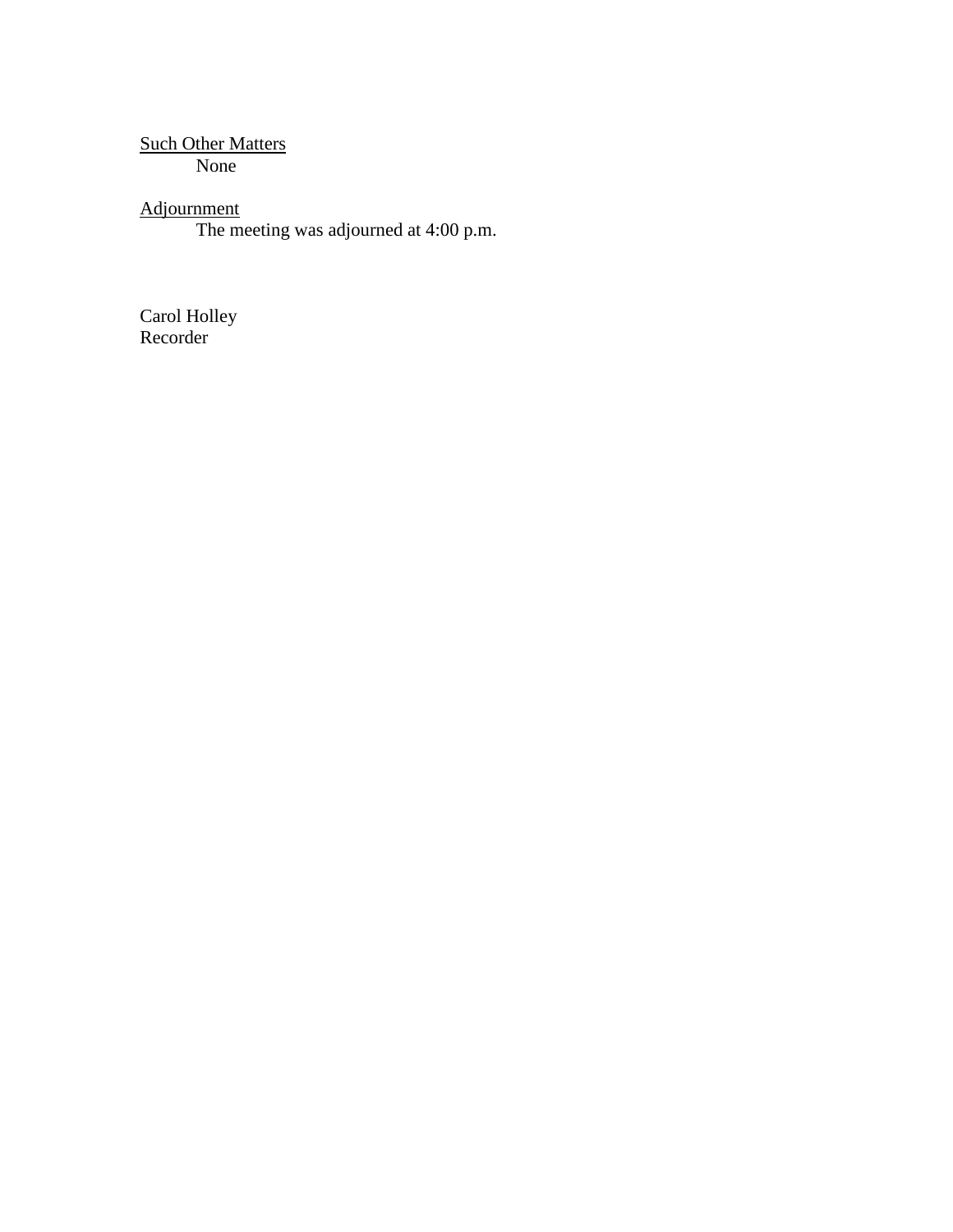<u>Such Other Matters</u>

None

<u>Adjournment</u>

The meeting was adjourned at 4:00 p.m.

Carol Holley
Recorder